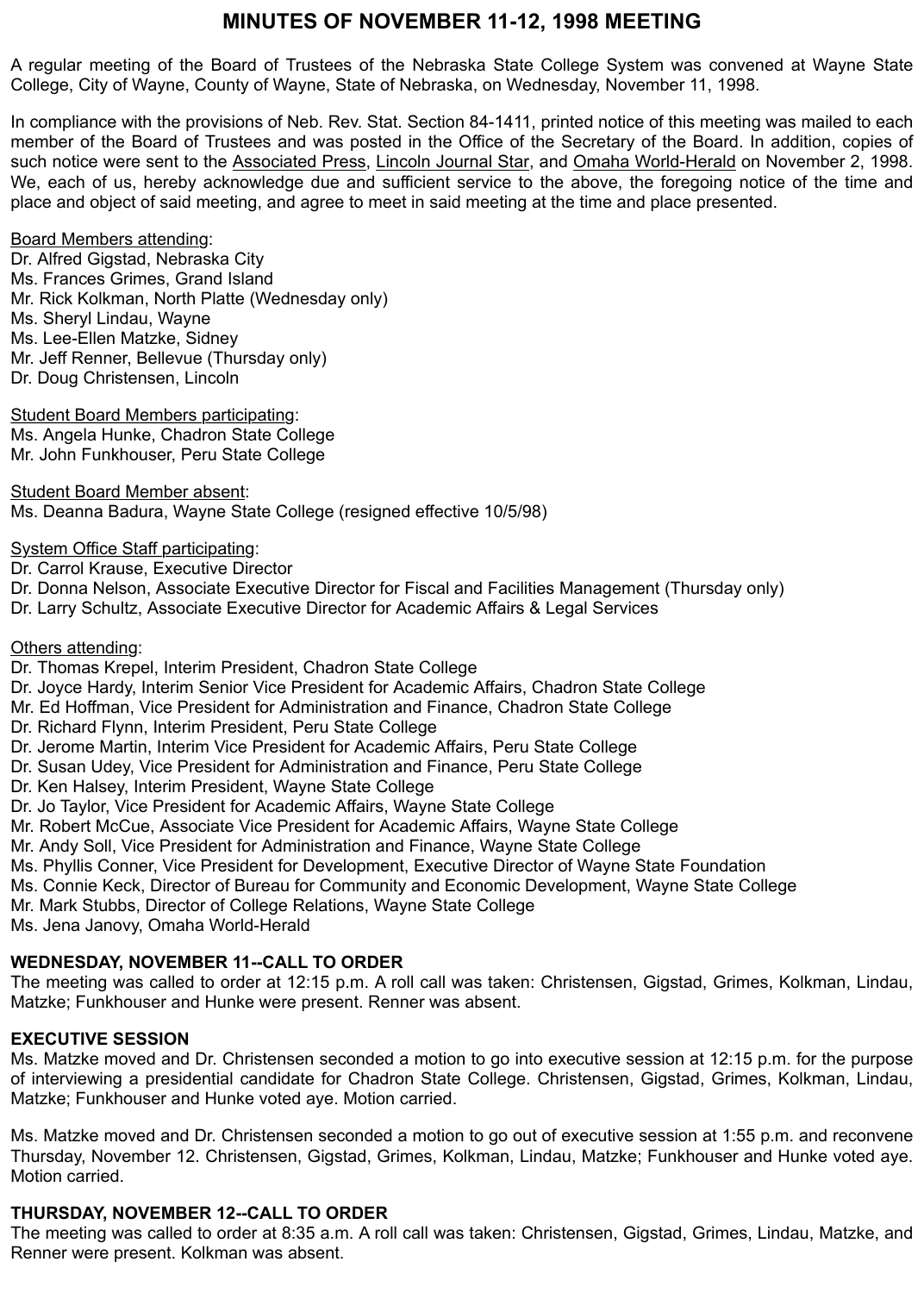# MINUTES OF NOVEMBER 11-12, 1998 MEETING

A regular meeting of the Board of Trustees of the Nebraska State College System was convened at Wayne State College, City of Wayne, County of Wayne, State of Nebraska, on Wednesday, November 11, 1998.

In compliance with the provisions of Neb. Rev. Stat. Section 84-1411, printed notice of this meeting was mailed to each member of the Board of Trustees and was posted in the Office of the Secretary of the Board. In addition, copies of such notice were sent to the Associated Press, Lincoln Journal Star, and Omaha World-Herald on November 2, 1998. We, each of us, hereby acknowledge due and sufficient service to the above, the foregoing notice of the time and place and object of said meeting, and agree to meet in said meeting at the time and place presented.

Board Members attending:
Dr. Alfred Gigstad, Nebraska City
Ms. Frances Grimes, Grand Island
Mr. Rick Kolkman, North Platte (Wednesday only)
Ms. Sheryl Lindau, Wayne
Ms. Lee-Ellen Matzke, Sidney
Mr. Jeff Renner, Bellevue (Thursday only)
Dr. Doug Christensen, Lincoln

Student Board Members participating:
Ms. Angela Hunke, Chadron State College
Mr. John Funkhouser, Peru State College

Student Board Member absent:
Ms. Deanna Badura, Wayne State College (resigned effective 10/5/98)

System Office Staff participating:
Dr. Carrol Krause, Executive Director
Dr. Donna Nelson, Associate Executive Director for Fiscal and Facilities Management (Thursday only)
Dr. Larry Schultz, Associate Executive Director for Academic Affairs & Legal Services

Others attending:
Dr. Thomas Krepel, Interim President, Chadron State College
Dr. Joyce Hardy, Interim Senior Vice President for Academic Affairs, Chadron State College
Mr. Ed Hoffman, Vice President for Administration and Finance, Chadron State College
Dr. Richard Flynn, Interim President, Peru State College
Dr. Jerome Martin, Interim Vice President for Academic Affairs, Peru State College
Dr. Susan Udey, Vice President for Administration and Finance, Peru State College
Dr. Ken Halsey, Interim President, Wayne State College
Dr. Jo Taylor, Vice President for Academic Affairs, Wayne State College
Mr. Robert McCue, Associate Vice President for Academic Affairs, Wayne State College
Mr. Andy Soll, Vice President for Administration and Finance, Wayne State College
Ms. Phyllis Conner, Vice President for Development, Executive Director of Wayne State Foundation
Ms. Connie Keck, Director of Bureau for Community and Economic Development, Wayne State College
Mr. Mark Stubbs, Director of College Relations, Wayne State College
Ms. Jena Janovy, Omaha World-Herald

**WEDNESDAY, NOVEMBER 11--CALL TO ORDER**

The meeting was called to order at 12:15 p.m. A roll call was taken: Christensen, Gigstad, Grimes, Kolkman, Lindau, Matzke; Funkhouser and Hunke were present. Renner was absent.

**EXECUTIVE SESSION**

Ms. Matzke moved and Dr. Christensen seconded a motion to go into executive session at 12:15 p.m. for the purpose of interviewing a presidential candidate for Chadron State College. Christensen, Gigstad, Grimes, Kolkman, Lindau, Matzke; Funkhouser and Hunke voted aye. Motion carried.

Ms. Matzke moved and Dr. Christensen seconded a motion to go out of executive session at 1:55 p.m. and reconvene Thursday, November 12. Christensen, Gigstad, Grimes, Kolkman, Lindau, Matzke; Funkhouser and Hunke voted aye. Motion carried.

**THURSDAY, NOVEMBER 12--CALL TO ORDER**

The meeting was called to order at 8:35 a.m. A roll call was taken: Christensen, Gigstad, Grimes, Lindau, Matzke, and Renner were present. Kolkman was absent.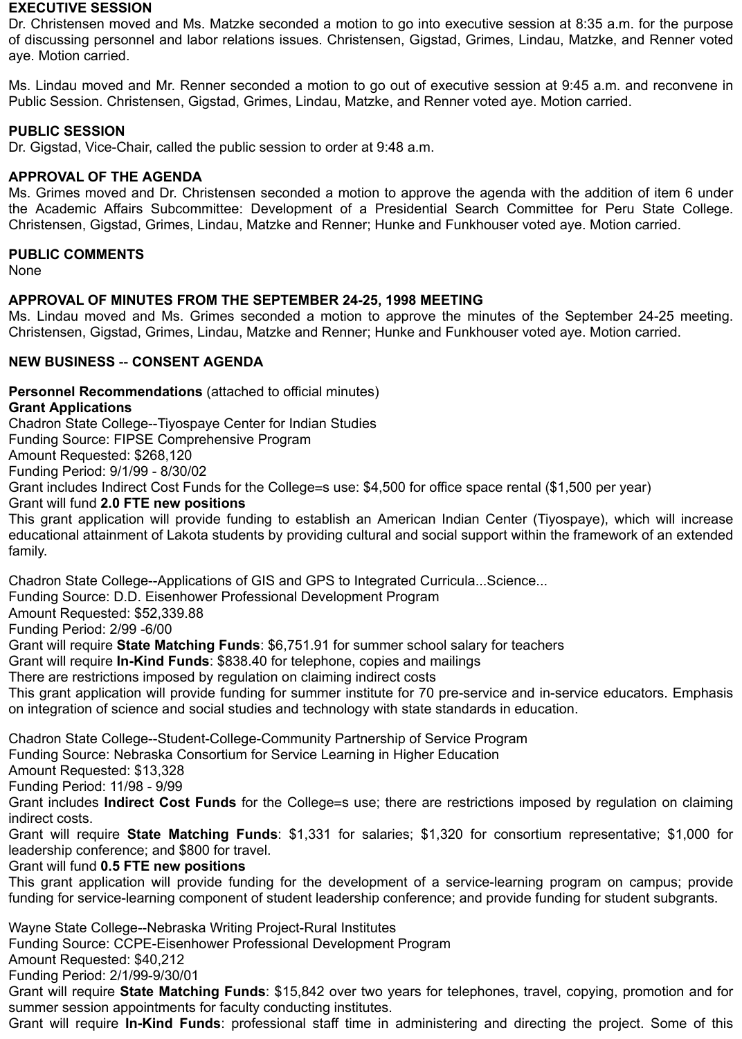**EXECUTIVE SESSION**
Dr. Christensen moved and Ms. Matzke seconded a motion to go into executive session at 8:35 a.m. for the purpose of discussing personnel and labor relations issues. Christensen, Gigstad, Grimes, Lindau, Matzke, and Renner voted aye. Motion carried.

Ms. Lindau moved and Mr. Renner seconded a motion to go out of executive session at 9:45 a.m. and reconvene in Public Session. Christensen, Gigstad, Grimes, Lindau, Matzke, and Renner voted aye. Motion carried.

**PUBLIC SESSION**
Dr. Gigstad, Vice-Chair, called the public session to order at 9:48 a.m.

**APPROVAL OF THE AGENDA**
Ms. Grimes moved and Dr. Christensen seconded a motion to approve the agenda with the addition of item 6 under the Academic Affairs Subcommittee: Development of a Presidential Search Committee for Peru State College. Christensen, Gigstad, Grimes, Lindau, Matzke and Renner; Hunke and Funkhouser voted aye. Motion carried.

**PUBLIC COMMENTS**
None

**APPROVAL OF MINUTES FROM THE SEPTEMBER 24-25, 1998 MEETING**
Ms. Lindau moved and Ms. Grimes seconded a motion to approve the minutes of the September 24-25 meeting. Christensen, Gigstad, Grimes, Lindau, Matzke and Renner; Hunke and Funkhouser voted aye. Motion carried.

**NEW BUSINESS -- CONSENT AGENDA**

**Personnel Recommendations** (attached to official minutes)
**Grant Applications**
Chadron State College--Tiyospaye Center for Indian Studies
Funding Source: FIPSE Comprehensive Program
Amount Requested: $268,120
Funding Period: 9/1/99 - 8/30/02
Grant includes Indirect Cost Funds for the College=s use: $4,500 for office space rental ($1,500 per year)
Grant will fund **2.0 FTE new positions**
This grant application will provide funding to establish an American Indian Center (Tiyospaye), which will increase educational attainment of Lakota students by providing cultural and social support within the framework of an extended family.

Chadron State College--Applications of GIS and GPS to Integrated Curricula...Science...
Funding Source: D.D. Eisenhower Professional Development Program
Amount Requested: $52,339.88
Funding Period: 2/99 -6/00
Grant will require **State Matching Funds**: $6,751.91 for summer school salary for teachers
Grant will require **In-Kind Funds**: $838.40 for telephone, copies and mailings
There are restrictions imposed by regulation on claiming indirect costs
This grant application will provide funding for summer institute for 70 pre-service and in-service educators. Emphasis on integration of science and social studies and technology with state standards in education.

Chadron State College--Student-College-Community Partnership of Service Program
Funding Source: Nebraska Consortium for Service Learning in Higher Education
Amount Requested: $13,328
Funding Period: 11/98 - 9/99
Grant includes **Indirect Cost Funds** for the College=s use; there are restrictions imposed by regulation on claiming indirect costs.
Grant will require **State Matching Funds**: $1,331 for salaries; $1,320 for consortium representative; $1,000 for leadership conference; and $800 for travel.
Grant will fund **0.5 FTE new positions**
This grant application will provide funding for the development of a service-learning program on campus; provide funding for service-learning component of student leadership conference; and provide funding for student subgrants.

Wayne State College--Nebraska Writing Project-Rural Institutes
Funding Source: CCPE-Eisenhower Professional Development Program
Amount Requested: $40,212
Funding Period: 2/1/99-9/30/01
Grant will require **State Matching Funds**: $15,842 over two years for telephones, travel, copying, promotion and for summer session appointments for faculty conducting institutes.
Grant will require **In-Kind Funds**: professional staff time in administering and directing the project. Some of this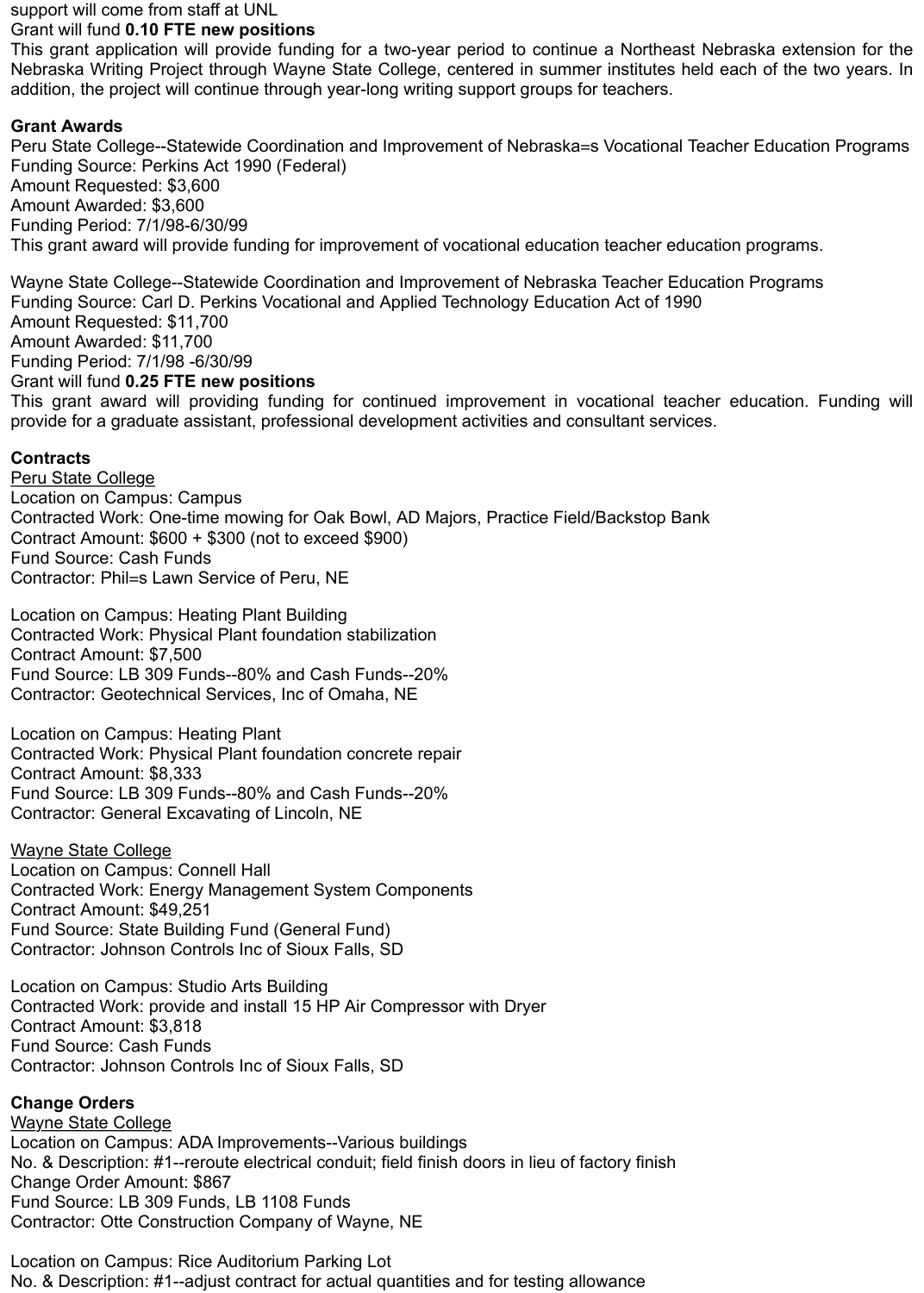support will come from staff at UNL
Grant will fund **0.10 FTE new positions**
This grant application will provide funding for a two-year period to continue a Northeast Nebraska extension for the Nebraska Writing Project through Wayne State College, centered in summer institutes held each of the two years. In addition, the project will continue through year-long writing support groups for teachers.

**Grant Awards**
Peru State College--Statewide Coordination and Improvement of Nebraska=s Vocational Teacher Education Programs
Funding Source: Perkins Act 1990 (Federal)
Amount Requested: $3,600
Amount Awarded: $3,600
Funding Period: 7/1/98-6/30/99
This grant award will provide funding for improvement of vocational education teacher education programs.

Wayne State College--Statewide Coordination and Improvement of Nebraska Teacher Education Programs
Funding Source: Carl D. Perkins Vocational and Applied Technology Education Act of 1990
Amount Requested: $11,700
Amount Awarded: $11,700
Funding Period: 7/1/98 -6/30/99
Grant will fund **0.25 FTE new positions**
This grant award will providing funding for continued improvement in vocational teacher education. Funding will provide for a graduate assistant, professional development activities and consultant services.

**Contracts**
Peru State College
Location on Campus: Campus
Contracted Work: One-time mowing for Oak Bowl, AD Majors, Practice Field/Backstop Bank
Contract Amount: $600 + $300 (not to exceed $900)
Fund Source: Cash Funds
Contractor: Phil=s Lawn Service of Peru, NE

Location on Campus: Heating Plant Building
Contracted Work: Physical Plant foundation stabilization
Contract Amount: $7,500
Fund Source: LB 309 Funds--80% and Cash Funds--20%
Contractor: Geotechnical Services, Inc of Omaha, NE

Location on Campus: Heating Plant
Contracted Work: Physical Plant foundation concrete repair
Contract Amount: $8,333
Fund Source: LB 309 Funds--80% and Cash Funds--20%
Contractor: General Excavating of Lincoln, NE

Wayne State College
Location on Campus: Connell Hall
Contracted Work: Energy Management System Components
Contract Amount: $49,251
Fund Source: State Building Fund (General Fund)
Contractor: Johnson Controls Inc of Sioux Falls, SD

Location on Campus: Studio Arts Building
Contracted Work: provide and install 15 HP Air Compressor with Dryer
Contract Amount: $3,818
Fund Source: Cash Funds
Contractor: Johnson Controls Inc of Sioux Falls, SD

**Change Orders**
Wayne State College
Location on Campus: ADA Improvements--Various buildings
No. & Description: #1--reroute electrical conduit; field finish doors in lieu of factory finish
Change Order Amount: $867
Fund Source: LB 309 Funds, LB 1108 Funds
Contractor: Otte Construction Company of Wayne, NE

Location on Campus: Rice Auditorium Parking Lot
No. & Description: #1--adjust contract for actual quantities and for testing allowance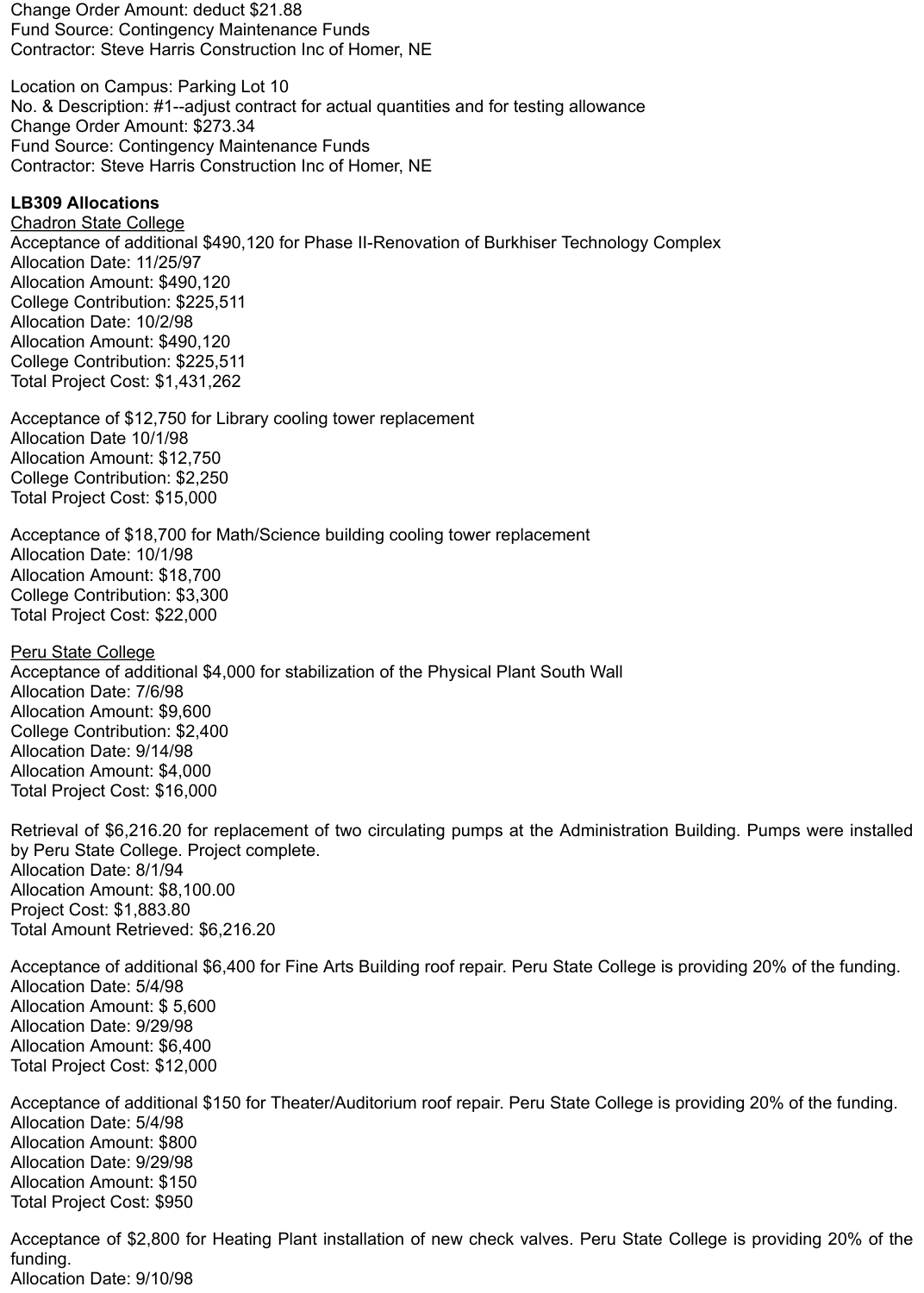Change Order Amount: deduct $21.88
Fund Source: Contingency Maintenance Funds
Contractor: Steve Harris Construction Inc of Homer, NE

Location on Campus: Parking Lot 10
No. & Description: #1--adjust contract for actual quantities and for testing allowance
Change Order Amount: $273.34
Fund Source: Contingency Maintenance Funds
Contractor: Steve Harris Construction Inc of Homer, NE

**LB309 Allocations**

Chadron State College

Acceptance of additional $490,120 for Phase II-Renovation of Burkhiser Technology Complex
Allocation Date: 11/25/97
Allocation Amount: $490,120
College Contribution: $225,511
Allocation Date: 10/2/98
Allocation Amount: $490,120
College Contribution: $225,511
Total Project Cost: $1,431,262

Acceptance of $12,750 for Library cooling tower replacement
Allocation Date 10/1/98
Allocation Amount: $12,750
College Contribution: $2,250
Total Project Cost: $15,000

Acceptance of $18,700 for Math/Science building cooling tower replacement
Allocation Date: 10/1/98
Allocation Amount: $18,700
College Contribution: $3,300
Total Project Cost: $22,000

Peru State College

Acceptance of additional $4,000 for stabilization of the Physical Plant South Wall
Allocation Date: 7/6/98
Allocation Amount: $9,600
College Contribution: $2,400
Allocation Date: 9/14/98
Allocation Amount: $4,000
Total Project Cost: $16,000

Retrieval of $6,216.20 for replacement of two circulating pumps at the Administration Building. Pumps were installed by Peru State College. Project complete.
Allocation Date: 8/1/94
Allocation Amount: $8,100.00
Project Cost: $1,883.80
Total Amount Retrieved: $6,216.20

Acceptance of additional $6,400 for Fine Arts Building roof repair. Peru State College is providing 20% of the funding.
Allocation Date: 5/4/98
Allocation Amount: $ 5,600
Allocation Date: 9/29/98
Allocation Amount: $6,400
Total Project Cost: $12,000

Acceptance of additional $150 for Theater/Auditorium roof repair. Peru State College is providing 20% of the funding.
Allocation Date: 5/4/98
Allocation Amount: $800
Allocation Date: 9/29/98
Allocation Amount: $150
Total Project Cost: $950

Acceptance of $2,800 for Heating Plant installation of new check valves. Peru State College is providing 20% of the funding.
Allocation Date: 9/10/98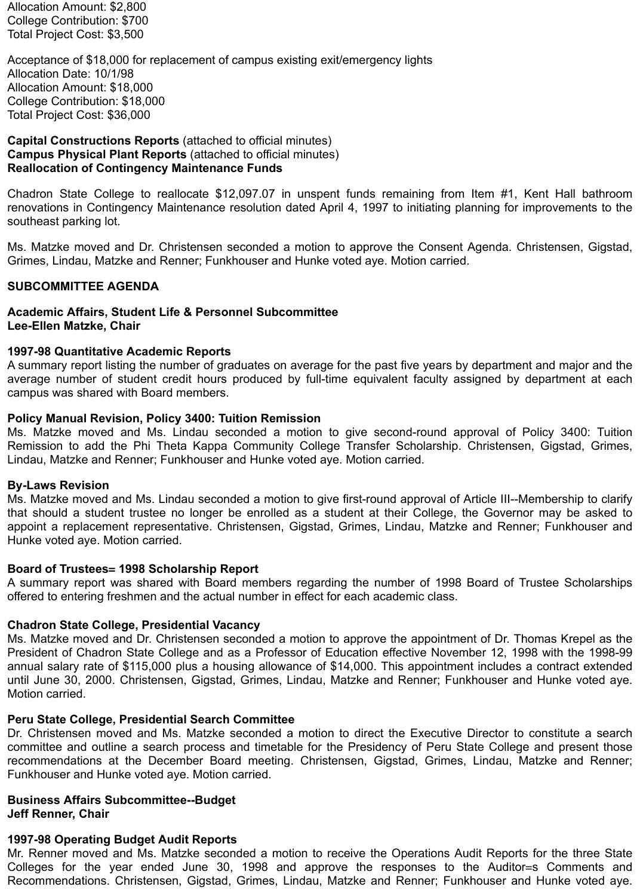Allocation Amount: $2,800
College Contribution: $700
Total Project Cost: $3,500

Acceptance of $18,000 for replacement of campus existing exit/emergency lights
Allocation Date: 10/1/98
Allocation Amount: $18,000
College Contribution: $18,000
Total Project Cost: $36,000

**Capital Constructions Reports** (attached to official minutes)
**Campus Physical Plant Reports** (attached to official minutes)
**Reallocation of Contingency Maintenance Funds**

Chadron State College to reallocate $12,097.07 in unspent funds remaining from Item #1, Kent Hall bathroom renovations in Contingency Maintenance resolution dated April 4, 1997 to initiating planning for improvements to the southeast parking lot.

Ms. Matzke moved and Dr. Christensen seconded a motion to approve the Consent Agenda. Christensen, Gigstad, Grimes, Lindau, Matzke and Renner; Funkhouser and Hunke voted aye. Motion carried.

**SUBCOMMITTEE AGENDA**

**Academic Affairs, Student Life & Personnel Subcommittee**
**Lee-Ellen Matzke, Chair**

**1997-98 Quantitative Academic Reports**
A summary report listing the number of graduates on average for the past five years by department and major and the average number of student credit hours produced by full-time equivalent faculty assigned by department at each campus was shared with Board members.

**Policy Manual Revision, Policy 3400: Tuition Remission**
Ms. Matzke moved and Ms. Lindau seconded a motion to give second-round approval of Policy 3400: Tuition Remission to add the Phi Theta Kappa Community College Transfer Scholarship. Christensen, Gigstad, Grimes, Lindau, Matzke and Renner; Funkhouser and Hunke voted aye. Motion carried.

**By-Laws Revision**
Ms. Matzke moved and Ms. Lindau seconded a motion to give first-round approval of Article III--Membership to clarify that should a student trustee no longer be enrolled as a student at their College, the Governor may be asked to appoint a replacement representative. Christensen, Gigstad, Grimes, Lindau, Matzke and Renner; Funkhouser and Hunke voted aye. Motion carried.

**Board of Trustees= 1998 Scholarship Report**
A summary report was shared with Board members regarding the number of 1998 Board of Trustee Scholarships offered to entering freshmen and the actual number in effect for each academic class.

**Chadron State College, Presidential Vacancy**
Ms. Matzke moved and Dr. Christensen seconded a motion to approve the appointment of Dr. Thomas Krepel as the President of Chadron State College and as a Professor of Education effective November 12, 1998 with the 1998-99 annual salary rate of $115,000 plus a housing allowance of $14,000. This appointment includes a contract extended until June 30, 2000. Christensen, Gigstad, Grimes, Lindau, Matzke and Renner; Funkhouser and Hunke voted aye. Motion carried.

**Peru State College, Presidential Search Committee**
Dr. Christensen moved and Ms. Matzke seconded a motion to direct the Executive Director to constitute a search committee and outline a search process and timetable for the Presidency of Peru State College and present those recommendations at the December Board meeting. Christensen, Gigstad, Grimes, Lindau, Matzke and Renner; Funkhouser and Hunke voted aye. Motion carried.

**Business Affairs Subcommittee--Budget**
**Jeff Renner, Chair**

**1997-98 Operating Budget Audit Reports**
Mr. Renner moved and Ms. Matzke seconded a motion to receive the Operations Audit Reports for the three State Colleges for the year ended June 30, 1998 and approve the responses to the Auditor=s Comments and Recommendations. Christensen, Gigstad, Grimes, Lindau, Matzke and Renner; Funkhouser and Hunke voted aye.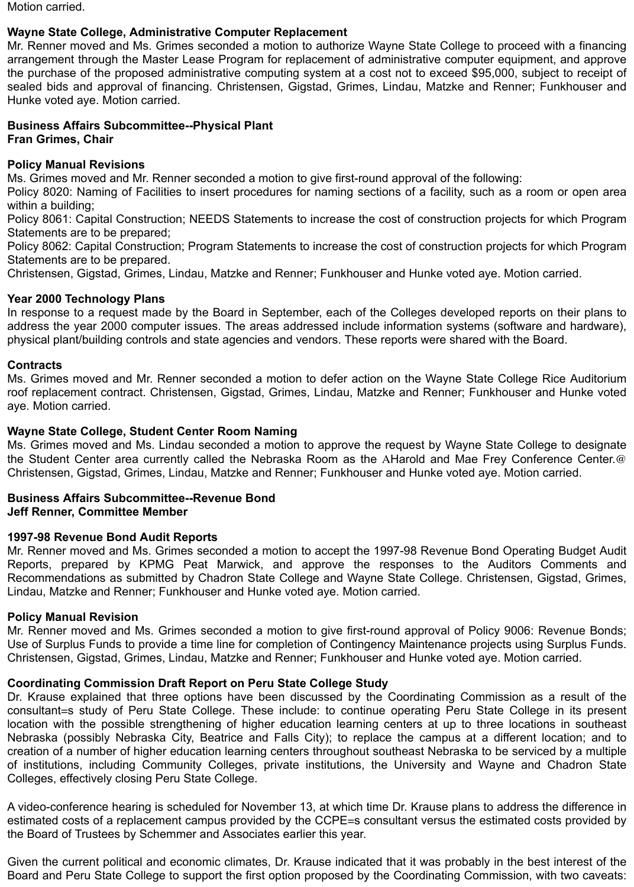Motion carried.

**Wayne State College, Administrative Computer Replacement**
Mr. Renner moved and Ms. Grimes seconded a motion to authorize Wayne State College to proceed with a financing arrangement through the Master Lease Program for replacement of administrative computer equipment, and approve the purchase of the proposed administrative computing system at a cost not to exceed $95,000, subject to receipt of sealed bids and approval of financing. Christensen, Gigstad, Grimes, Lindau, Matzke and Renner; Funkhouser and Hunke voted aye. Motion carried.

**Business Affairs Subcommittee--Physical Plant**
**Fran Grimes, Chair**

**Policy Manual Revisions**
Ms. Grimes moved and Mr. Renner seconded a motion to give first-round approval of the following:
Policy 8020: Naming of Facilities to insert procedures for naming sections of a facility, such as a room or open area within a building;
Policy 8061: Capital Construction; NEEDS Statements to increase the cost of construction projects for which Program Statements are to be prepared;
Policy 8062: Capital Construction; Program Statements to increase the cost of construction projects for which Program Statements are to be prepared.
Christensen, Gigstad, Grimes, Lindau, Matzke and Renner; Funkhouser and Hunke voted aye. Motion carried.

**Year 2000 Technology Plans**
In response to a request made by the Board in September, each of the Colleges developed reports on their plans to address the year 2000 computer issues. The areas addressed include information systems (software and hardware), physical plant/building controls and state agencies and vendors. These reports were shared with the Board.

**Contracts**
Ms. Grimes moved and Mr. Renner seconded a motion to defer action on the Wayne State College Rice Auditorium roof replacement contract. Christensen, Gigstad, Grimes, Lindau, Matzke and Renner; Funkhouser and Hunke voted aye. Motion carried.

**Wayne State College, Student Center Room Naming**
Ms. Grimes moved and Ms. Lindau seconded a motion to approve the request by Wayne State College to designate the Student Center area currently called the Nebraska Room as the AHarold and Mae Frey Conference Center.@ Christensen, Gigstad, Grimes, Lindau, Matzke and Renner; Funkhouser and Hunke voted aye. Motion carried.

**Business Affairs Subcommittee--Revenue Bond**
**Jeff Renner, Committee Member**

**1997-98 Revenue Bond Audit Reports**
Mr. Renner moved and Ms. Grimes seconded a motion to accept the 1997-98 Revenue Bond Operating Budget Audit Reports, prepared by KPMG Peat Marwick, and approve the responses to the Auditors Comments and Recommendations as submitted by Chadron State College and Wayne State College. Christensen, Gigstad, Grimes, Lindau, Matzke and Renner; Funkhouser and Hunke voted aye. Motion carried.

**Policy Manual Revision**
Mr. Renner moved and Ms. Grimes seconded a motion to give first-round approval of Policy 9006: Revenue Bonds; Use of Surplus Funds to provide a time line for completion of Contingency Maintenance projects using Surplus Funds. Christensen, Gigstad, Grimes, Lindau, Matzke and Renner; Funkhouser and Hunke voted aye. Motion carried.

**Coordinating Commission Draft Report on Peru State College Study**
Dr. Krause explained that three options have been discussed by the Coordinating Commission as a result of the consultant=s study of Peru State College. These include: to continue operating Peru State College in its present location with the possible strengthening of higher education learning centers at up to three locations in southeast Nebraska (possibly Nebraska City, Beatrice and Falls City); to replace the campus at a different location; and to creation of a number of higher education learning centers throughout southeast Nebraska to be serviced by a multiple of institutions, including Community Colleges, private institutions, the University and Wayne and Chadron State Colleges, effectively closing Peru State College.

A video-conference hearing is scheduled for November 13, at which time Dr. Krause plans to address the difference in estimated costs of a replacement campus provided by the CCPE=s consultant versus the estimated costs provided by the Board of Trustees by Schemmer and Associates earlier this year.

Given the current political and economic climates, Dr. Krause indicated that it was probably in the best interest of the Board and Peru State College to support the first option proposed by the Coordinating Commission, with two caveats: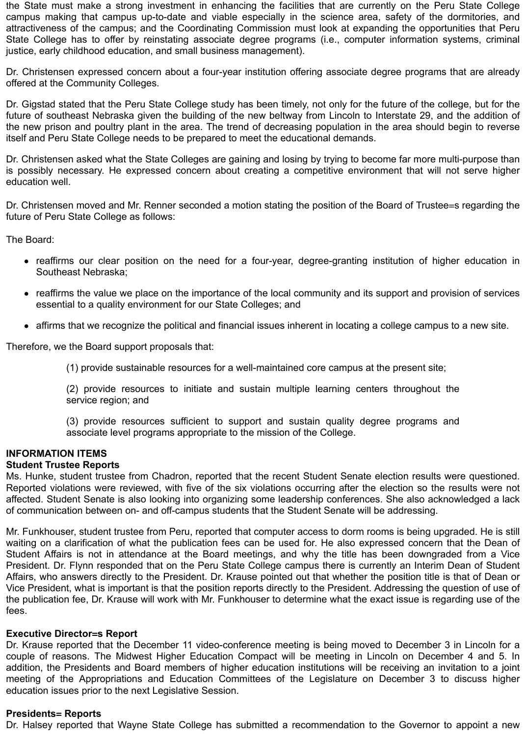the State must make a strong investment in enhancing the facilities that are currently on the Peru State College campus making that campus up-to-date and viable especially in the science area, safety of the dormitories, and attractiveness of the campus; and the Coordinating Commission must look at expanding the opportunities that Peru State College has to offer by reinstating associate degree programs (i.e., computer information systems, criminal justice, early childhood education, and small business management).

Dr. Christensen expressed concern about a four-year institution offering associate degree programs that are already offered at the Community Colleges.

Dr. Gigstad stated that the Peru State College study has been timely, not only for the future of the college, but for the future of southeast Nebraska given the building of the new beltway from Lincoln to Interstate 29, and the addition of the new prison and poultry plant in the area. The trend of decreasing population in the area should begin to reverse itself and Peru State College needs to be prepared to meet the educational demands.

Dr. Christensen asked what the State Colleges are gaining and losing by trying to become far more multi-purpose than is possibly necessary. He expressed concern about creating a competitive environment that will not serve higher education well.

Dr. Christensen moved and Mr. Renner seconded a motion stating the position of the Board of Trustee=s regarding the future of Peru State College as follows:

The Board:

- reaffirms our clear position on the need for a four-year, degree-granting institution of higher education in Southeast Nebraska;
- reaffirms the value we place on the importance of the local community and its support and provision of services essential to a quality environment for our State Colleges; and
- affirms that we recognize the political and financial issues inherent in locating a college campus to a new site.

Therefore, we the Board support proposals that:

(1) provide sustainable resources for a well-maintained core campus at the present site;

(2) provide resources to initiate and sustain multiple learning centers throughout the service region; and

(3) provide resources sufficient to support and sustain quality degree programs and associate level programs appropriate to the mission of the College.

**INFORMATION ITEMS**

**Student Trustee Reports**

Ms. Hunke, student trustee from Chadron, reported that the recent Student Senate election results were questioned. Reported violations were reviewed, with five of the six violations occurring after the election so the results were not affected. Student Senate is also looking into organizing some leadership conferences. She also acknowledged a lack of communication between on- and off-campus students that the Student Senate will be addressing.

Mr. Funkhouser, student trustee from Peru, reported that computer access to dorm rooms is being upgraded. He is still waiting on a clarification of what the publication fees can be used for. He also expressed concern that the Dean of Student Affairs is not in attendance at the Board meetings, and why the title has been downgraded from a Vice President. Dr. Flynn responded that on the Peru State College campus there is currently an Interim Dean of Student Affairs, who answers directly to the President. Dr. Krause pointed out that whether the position title is that of Dean or Vice President, what is important is that the position reports directly to the President. Addressing the question of use of the publication fee, Dr. Krause will work with Mr. Funkhouser to determine what the exact issue is regarding use of the fees.

**Executive Director=s Report**

Dr. Krause reported that the December 11 video-conference meeting is being moved to December 3 in Lincoln for a couple of reasons. The Midwest Higher Education Compact will be meeting in Lincoln on December 4 and 5. In addition, the Presidents and Board members of higher education institutions will be receiving an invitation to a joint meeting of the Appropriations and Education Committees of the Legislature on December 3 to discuss higher education issues prior to the next Legislative Session.

**Presidents= Reports**

Dr. Halsey reported that Wayne State College has submitted a recommendation to the Governor to appoint a new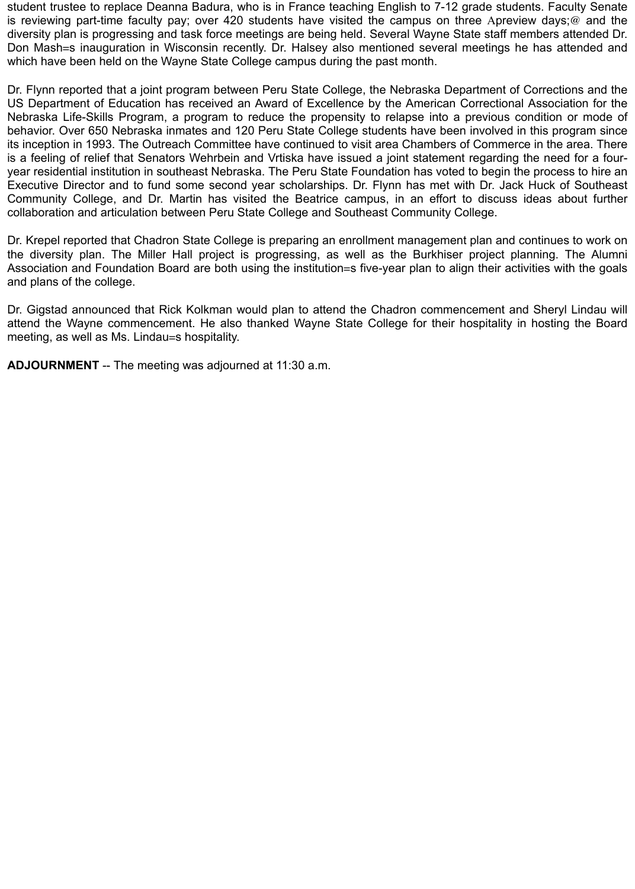student trustee to replace Deanna Badura, who is in France teaching English to 7-12 grade students. Faculty Senate is reviewing part-time faculty pay; over 420 students have visited the campus on three Apreview days;@ and the diversity plan is progressing and task force meetings are being held. Several Wayne State staff members attended Dr. Don Mash=s inauguration in Wisconsin recently. Dr. Halsey also mentioned several meetings he has attended and which have been held on the Wayne State College campus during the past month.

Dr. Flynn reported that a joint program between Peru State College, the Nebraska Department of Corrections and the US Department of Education has received an Award of Excellence by the American Correctional Association for the Nebraska Life-Skills Program, a program to reduce the propensity to relapse into a previous condition or mode of behavior. Over 650 Nebraska inmates and 120 Peru State College students have been involved in this program since its inception in 1993. The Outreach Committee have continued to visit area Chambers of Commerce in the area. There is a feeling of relief that Senators Wehrbein and Vrtiska have issued a joint statement regarding the need for a four-year residential institution in southeast Nebraska. The Peru State Foundation has voted to begin the process to hire an Executive Director and to fund some second year scholarships. Dr. Flynn has met with Dr. Jack Huck of Southeast Community College, and Dr. Martin has visited the Beatrice campus, in an effort to discuss ideas about further collaboration and articulation between Peru State College and Southeast Community College.

Dr. Krepel reported that Chadron State College is preparing an enrollment management plan and continues to work on the diversity plan. The Miller Hall project is progressing, as well as the Burkhiser project planning. The Alumni Association and Foundation Board are both using the institution=s five-year plan to align their activities with the goals and plans of the college.

Dr. Gigstad announced that Rick Kolkman would plan to attend the Chadron commencement and Sheryl Lindau will attend the Wayne commencement. He also thanked Wayne State College for their hospitality in hosting the Board meeting, as well as Ms. Lindau=s hospitality.

**ADJOURNMENT** -- The meeting was adjourned at 11:30 a.m.